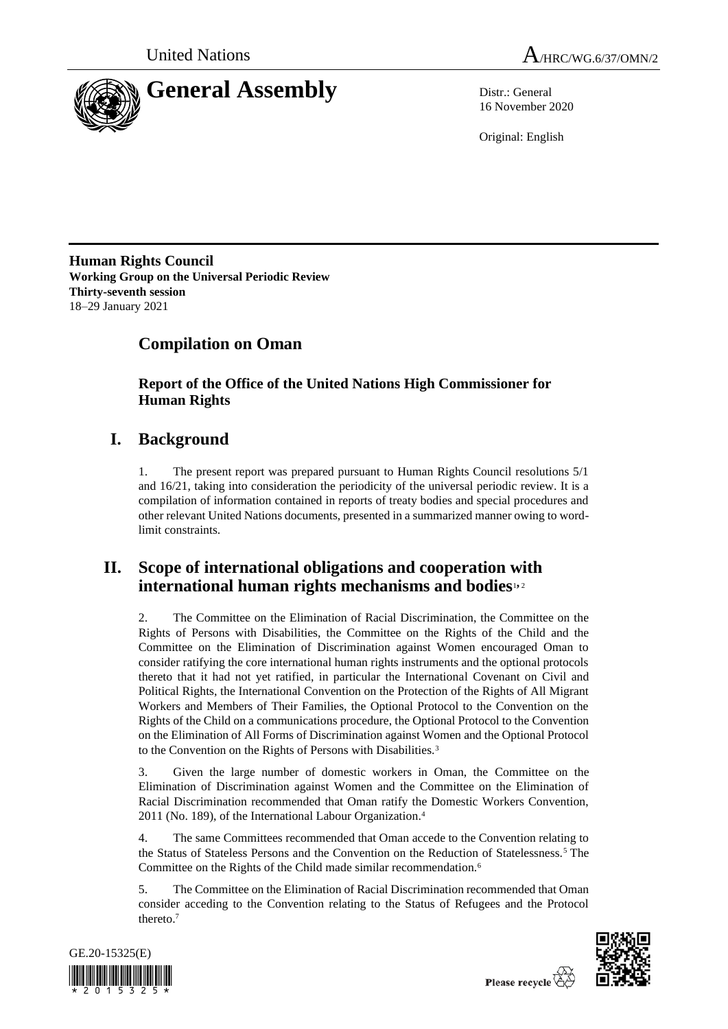United Nations

A/HRC/WG.6/37/OMN/2

# General Assembly

Distr.: General
16 November 2020

Original: English

**Human Rights Council**
**Working Group on the Universal Periodic Review**
**Thirty-seventh session**
18–29 January 2021

## Compilation on Oman

### Report of the Office of the United Nations High Commissioner for Human Rights

## I. Background

1. The present report was prepared pursuant to Human Rights Council resolutions 5/1 and 16/21, taking into consideration the periodicity of the universal periodic review. It is a compilation of information contained in reports of treaty bodies and special procedures and other relevant United Nations documents, presented in a summarized manner owing to word-limit constraints.

## II. Scope of international obligations and cooperation with international human rights mechanisms and bodies[1, 2]

2. The Committee on the Elimination of Racial Discrimination, the Committee on the Rights of Persons with Disabilities, the Committee on the Rights of the Child and the Committee on the Elimination of Discrimination against Women encouraged Oman to consider ratifying the core international human rights instruments and the optional protocols thereto that it had not yet ratified, in particular the International Covenant on Civil and Political Rights, the International Convention on the Protection of the Rights of All Migrant Workers and Members of Their Families, the Optional Protocol to the Convention on the Rights of the Child on a communications procedure, the Optional Protocol to the Convention on the Elimination of All Forms of Discrimination against Women and the Optional Protocol to the Convention on the Rights of Persons with Disabilities.[3]

3. Given the large number of domestic workers in Oman, the Committee on the Elimination of Discrimination against Women and the Committee on the Elimination of Racial Discrimination recommended that Oman ratify the Domestic Workers Convention, 2011 (No. 189), of the International Labour Organization.[4]

4. The same Committees recommended that Oman accede to the Convention relating to the Status of Stateless Persons and the Convention on the Reduction of Statelessness.[5] The Committee on the Rights of the Child made similar recommendation.[6]

5. The Committee on the Elimination of Racial Discrimination recommended that Oman consider acceding to the Convention relating to the Status of Refugees and the Protocol thereto.[7]

GE.20-15325(E)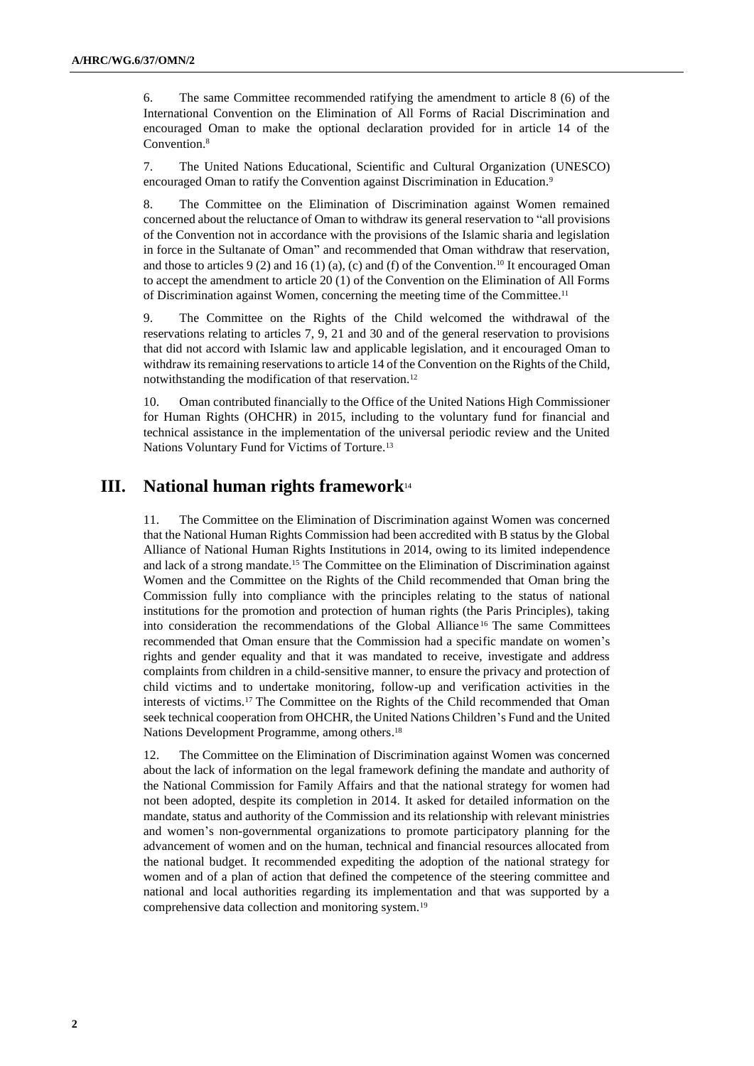6. The same Committee recommended ratifying the amendment to article 8 (6) of the International Convention on the Elimination of All Forms of Racial Discrimination and encouraged Oman to make the optional declaration provided for in article 14 of the Convention.[8]

7. The United Nations Educational, Scientific and Cultural Organization (UNESCO) encouraged Oman to ratify the Convention against Discrimination in Education.[9]

8. The Committee on the Elimination of Discrimination against Women remained concerned about the reluctance of Oman to withdraw its general reservation to "all provisions of the Convention not in accordance with the provisions of the Islamic sharia and legislation in force in the Sultanate of Oman" and recommended that Oman withdraw that reservation, and those to articles 9 (2) and 16 (1) (a), (c) and (f) of the Convention.[10] It encouraged Oman to accept the amendment to article 20 (1) of the Convention on the Elimination of All Forms of Discrimination against Women, concerning the meeting time of the Committee.[11]

9. The Committee on the Rights of the Child welcomed the withdrawal of the reservations relating to articles 7, 9, 21 and 30 and of the general reservation to provisions that did not accord with Islamic law and applicable legislation, and it encouraged Oman to withdraw its remaining reservations to article 14 of the Convention on the Rights of the Child, notwithstanding the modification of that reservation.[12]

10. Oman contributed financially to the Office of the United Nations High Commissioner for Human Rights (OHCHR) in 2015, including to the voluntary fund for financial and technical assistance in the implementation of the universal periodic review and the United Nations Voluntary Fund for Victims of Torture.[13]

## III. National human rights framework[14]

11. The Committee on the Elimination of Discrimination against Women was concerned that the National Human Rights Commission had been accredited with B status by the Global Alliance of National Human Rights Institutions in 2014, owing to its limited independence and lack of a strong mandate.[15] The Committee on the Elimination of Discrimination against Women and the Committee on the Rights of the Child recommended that Oman bring the Commission fully into compliance with the principles relating to the status of national institutions for the promotion and protection of human rights (the Paris Principles), taking into consideration the recommendations of the Global Alliance[16] The same Committees recommended that Oman ensure that the Commission had a specific mandate on women's rights and gender equality and that it was mandated to receive, investigate and address complaints from children in a child-sensitive manner, to ensure the privacy and protection of child victims and to undertake monitoring, follow-up and verification activities in the interests of victims.[17] The Committee on the Rights of the Child recommended that Oman seek technical cooperation from OHCHR, the United Nations Children's Fund and the United Nations Development Programme, among others.[18]

12. The Committee on the Elimination of Discrimination against Women was concerned about the lack of information on the legal framework defining the mandate and authority of the National Commission for Family Affairs and that the national strategy for women had not been adopted, despite its completion in 2014. It asked for detailed information on the mandate, status and authority of the Commission and its relationship with relevant ministries and women's non-governmental organizations to promote participatory planning for the advancement of women and on the human, technical and financial resources allocated from the national budget. It recommended expediting the adoption of the national strategy for women and of a plan of action that defined the competence of the steering committee and national and local authorities regarding its implementation and that was supported by a comprehensive data collection and monitoring system.[19]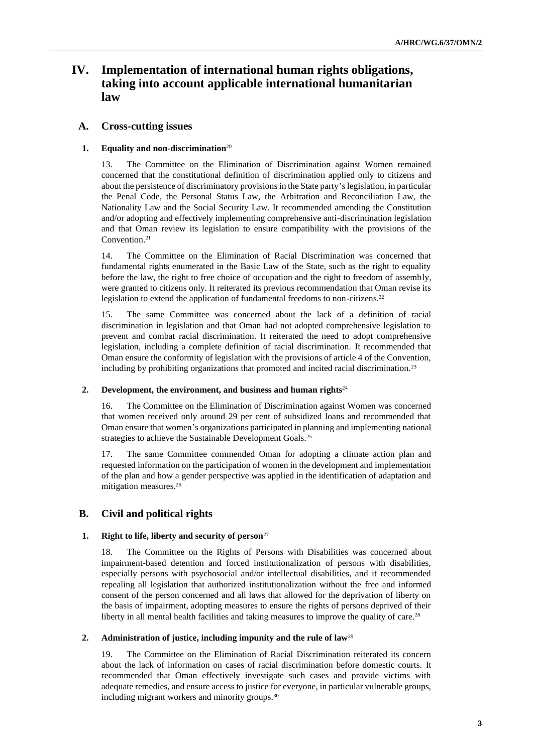# IV. Implementation of international human rights obligations, taking into account applicable international humanitarian law

## A. Cross-cutting issues

### 1. Equality and non-discrimination[20]

13. The Committee on the Elimination of Discrimination against Women remained concerned that the constitutional definition of discrimination applied only to citizens and about the persistence of discriminatory provisions in the State party's legislation, in particular the Penal Code, the Personal Status Law, the Arbitration and Reconciliation Law, the Nationality Law and the Social Security Law. It recommended amending the Constitution and/or adopting and effectively implementing comprehensive anti-discrimination legislation and that Oman review its legislation to ensure compatibility with the provisions of the Convention.[21]

14. The Committee on the Elimination of Racial Discrimination was concerned that fundamental rights enumerated in the Basic Law of the State, such as the right to equality before the law, the right to free choice of occupation and the right to freedom of assembly, were granted to citizens only. It reiterated its previous recommendation that Oman revise its legislation to extend the application of fundamental freedoms to non-citizens.[22]

15. The same Committee was concerned about the lack of a definition of racial discrimination in legislation and that Oman had not adopted comprehensive legislation to prevent and combat racial discrimination. It reiterated the need to adopt comprehensive legislation, including a complete definition of racial discrimination. It recommended that Oman ensure the conformity of legislation with the provisions of article 4 of the Convention, including by prohibiting organizations that promoted and incited racial discrimination.[23]

### 2. Development, the environment, and business and human rights[24]

16. The Committee on the Elimination of Discrimination against Women was concerned that women received only around 29 per cent of subsidized loans and recommended that Oman ensure that women's organizations participated in planning and implementing national strategies to achieve the Sustainable Development Goals.[25]

17. The same Committee commended Oman for adopting a climate action plan and requested information on the participation of women in the development and implementation of the plan and how a gender perspective was applied in the identification of adaptation and mitigation measures.[26]

## B. Civil and political rights

### 1. Right to life, liberty and security of person[27]

18. The Committee on the Rights of Persons with Disabilities was concerned about impairment-based detention and forced institutionalization of persons with disabilities, especially persons with psychosocial and/or intellectual disabilities, and it recommended repealing all legislation that authorized institutionalization without the free and informed consent of the person concerned and all laws that allowed for the deprivation of liberty on the basis of impairment, adopting measures to ensure the rights of persons deprived of their liberty in all mental health facilities and taking measures to improve the quality of care.[28]

### 2. Administration of justice, including impunity and the rule of law[29]

19. The Committee on the Elimination of Racial Discrimination reiterated its concern about the lack of information on cases of racial discrimination before domestic courts. It recommended that Oman effectively investigate such cases and provide victims with adequate remedies, and ensure access to justice for everyone, in particular vulnerable groups, including migrant workers and minority groups.[30]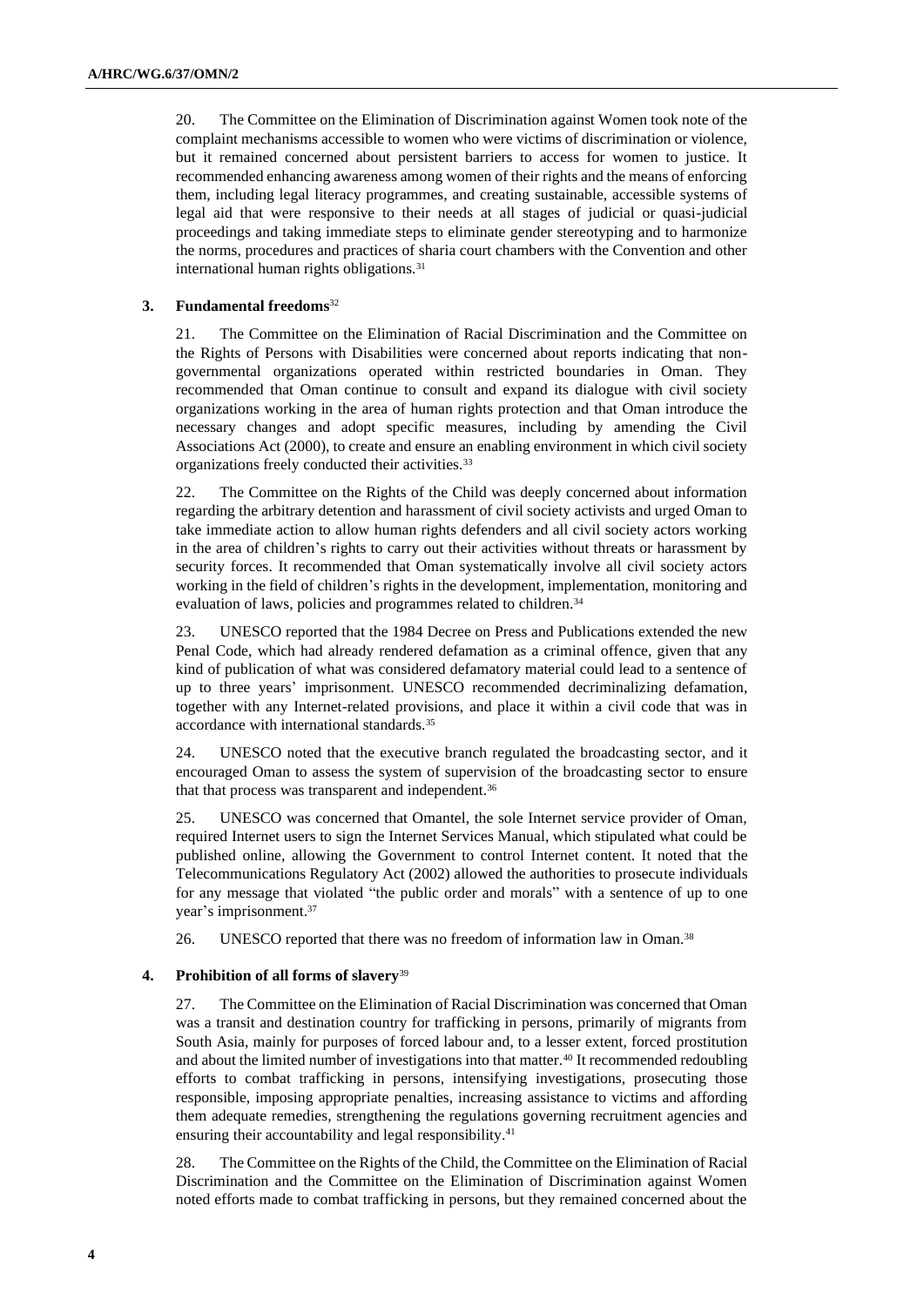20. The Committee on the Elimination of Discrimination against Women took note of the complaint mechanisms accessible to women who were victims of discrimination or violence, but it remained concerned about persistent barriers to access for women to justice. It recommended enhancing awareness among women of their rights and the means of enforcing them, including legal literacy programmes, and creating sustainable, accessible systems of legal aid that were responsive to their needs at all stages of judicial or quasi-judicial proceedings and taking immediate steps to eliminate gender stereotyping and to harmonize the norms, procedures and practices of sharia court chambers with the Convention and other international human rights obligations.[31]

### 3. Fundamental freedoms[32]

21. The Committee on the Elimination of Racial Discrimination and the Committee on the Rights of Persons with Disabilities were concerned about reports indicating that non-governmental organizations operated within restricted boundaries in Oman. They recommended that Oman continue to consult and expand its dialogue with civil society organizations working in the area of human rights protection and that Oman introduce the necessary changes and adopt specific measures, including by amending the Civil Associations Act (2000), to create and ensure an enabling environment in which civil society organizations freely conducted their activities.[33]

22. The Committee on the Rights of the Child was deeply concerned about information regarding the arbitrary detention and harassment of civil society activists and urged Oman to take immediate action to allow human rights defenders and all civil society actors working in the area of children's rights to carry out their activities without threats or harassment by security forces. It recommended that Oman systematically involve all civil society actors working in the field of children's rights in the development, implementation, monitoring and evaluation of laws, policies and programmes related to children.[34]

23. UNESCO reported that the 1984 Decree on Press and Publications extended the new Penal Code, which had already rendered defamation as a criminal offence, given that any kind of publication of what was considered defamatory material could lead to a sentence of up to three years' imprisonment. UNESCO recommended decriminalizing defamation, together with any Internet-related provisions, and place it within a civil code that was in accordance with international standards.[35]

24. UNESCO noted that the executive branch regulated the broadcasting sector, and it encouraged Oman to assess the system of supervision of the broadcasting sector to ensure that that process was transparent and independent.[36]

25. UNESCO was concerned that Omantel, the sole Internet service provider of Oman, required Internet users to sign the Internet Services Manual, which stipulated what could be published online, allowing the Government to control Internet content. It noted that the Telecommunications Regulatory Act (2002) allowed the authorities to prosecute individuals for any message that violated "the public order and morals" with a sentence of up to one year's imprisonment.[37]

26. UNESCO reported that there was no freedom of information law in Oman.[38]

### 4. Prohibition of all forms of slavery[39]

27. The Committee on the Elimination of Racial Discrimination was concerned that Oman was a transit and destination country for trafficking in persons, primarily of migrants from South Asia, mainly for purposes of forced labour and, to a lesser extent, forced prostitution and about the limited number of investigations into that matter.[40] It recommended redoubling efforts to combat trafficking in persons, intensifying investigations, prosecuting those responsible, imposing appropriate penalties, increasing assistance to victims and affording them adequate remedies, strengthening the regulations governing recruitment agencies and ensuring their accountability and legal responsibility.[41]

28. The Committee on the Rights of the Child, the Committee on the Elimination of Racial Discrimination and the Committee on the Elimination of Discrimination against Women noted efforts made to combat trafficking in persons, but they remained concerned about the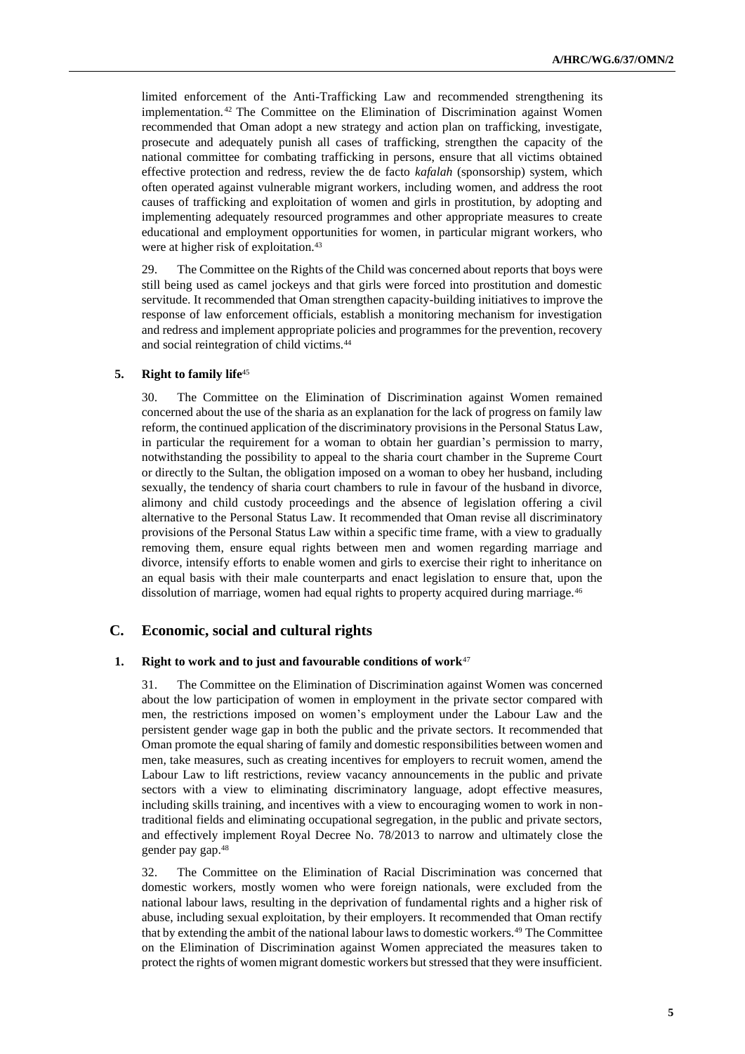limited enforcement of the Anti-Trafficking Law and recommended strengthening its implementation.[42] The Committee on the Elimination of Discrimination against Women recommended that Oman adopt a new strategy and action plan on trafficking, investigate, prosecute and adequately punish all cases of trafficking, strengthen the capacity of the national committee for combating trafficking in persons, ensure that all victims obtained effective protection and redress, review the de facto *kafalah* (sponsorship) system, which often operated against vulnerable migrant workers, including women, and address the root causes of trafficking and exploitation of women and girls in prostitution, by adopting and implementing adequately resourced programmes and other appropriate measures to create educational and employment opportunities for women, in particular migrant workers, who were at higher risk of exploitation.[43]

29. The Committee on the Rights of the Child was concerned about reports that boys were still being used as camel jockeys and that girls were forced into prostitution and domestic servitude. It recommended that Oman strengthen capacity-building initiatives to improve the response of law enforcement officials, establish a monitoring mechanism for investigation and redress and implement appropriate policies and programmes for the prevention, recovery and social reintegration of child victims.[44]

### 5. Right to family life[45]

30. The Committee on the Elimination of Discrimination against Women remained concerned about the use of the sharia as an explanation for the lack of progress on family law reform, the continued application of the discriminatory provisions in the Personal Status Law, in particular the requirement for a woman to obtain her guardian's permission to marry, notwithstanding the possibility to appeal to the sharia court chamber in the Supreme Court or directly to the Sultan, the obligation imposed on a woman to obey her husband, including sexually, the tendency of sharia court chambers to rule in favour of the husband in divorce, alimony and child custody proceedings and the absence of legislation offering a civil alternative to the Personal Status Law. It recommended that Oman revise all discriminatory provisions of the Personal Status Law within a specific time frame, with a view to gradually removing them, ensure equal rights between men and women regarding marriage and divorce, intensify efforts to enable women and girls to exercise their right to inheritance on an equal basis with their male counterparts and enact legislation to ensure that, upon the dissolution of marriage, women had equal rights to property acquired during marriage.[46]

## C. Economic, social and cultural rights

### 1. Right to work and to just and favourable conditions of work[47]

31. The Committee on the Elimination of Discrimination against Women was concerned about the low participation of women in employment in the private sector compared with men, the restrictions imposed on women's employment under the Labour Law and the persistent gender wage gap in both the public and the private sectors. It recommended that Oman promote the equal sharing of family and domestic responsibilities between women and men, take measures, such as creating incentives for employers to recruit women, amend the Labour Law to lift restrictions, review vacancy announcements in the public and private sectors with a view to eliminating discriminatory language, adopt effective measures, including skills training, and incentives with a view to encouraging women to work in non-traditional fields and eliminating occupational segregation, in the public and private sectors, and effectively implement Royal Decree No. 78/2013 to narrow and ultimately close the gender pay gap.[48]

32. The Committee on the Elimination of Racial Discrimination was concerned that domestic workers, mostly women who were foreign nationals, were excluded from the national labour laws, resulting in the deprivation of fundamental rights and a higher risk of abuse, including sexual exploitation, by their employers. It recommended that Oman rectify that by extending the ambit of the national labour laws to domestic workers.[49] The Committee on the Elimination of Discrimination against Women appreciated the measures taken to protect the rights of women migrant domestic workers but stressed that they were insufficient.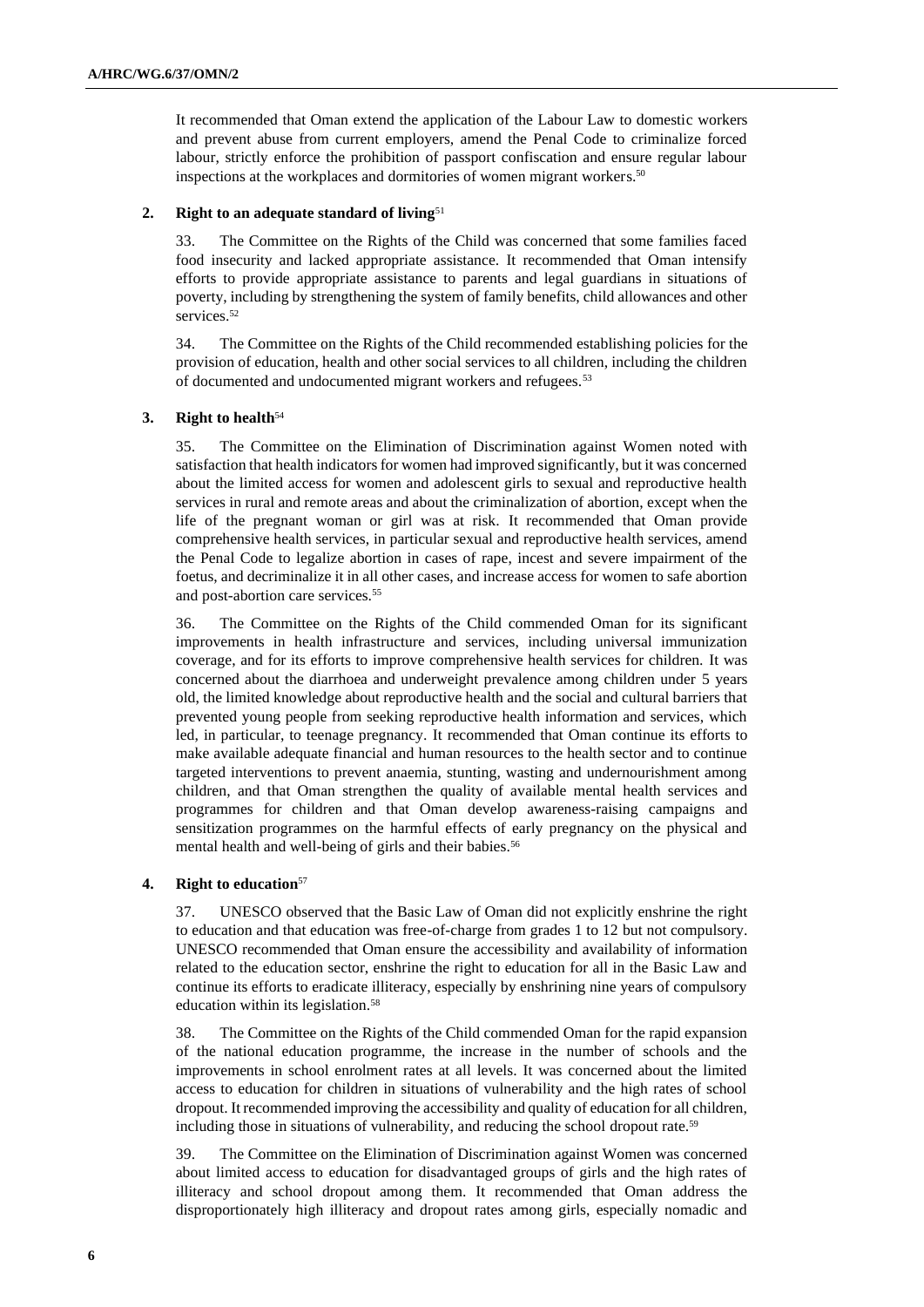It recommended that Oman extend the application of the Labour Law to domestic workers and prevent abuse from current employers, amend the Penal Code to criminalize forced labour, strictly enforce the prohibition of passport confiscation and ensure regular labour inspections at the workplaces and dormitories of women migrant workers.[50]

### 2. Right to an adequate standard of living[51]

33. The Committee on the Rights of the Child was concerned that some families faced food insecurity and lacked appropriate assistance. It recommended that Oman intensify efforts to provide appropriate assistance to parents and legal guardians in situations of poverty, including by strengthening the system of family benefits, child allowances and other services.[52]

34. The Committee on the Rights of the Child recommended establishing policies for the provision of education, health and other social services to all children, including the children of documented and undocumented migrant workers and refugees.[53]

### 3. Right to health[54]

35. The Committee on the Elimination of Discrimination against Women noted with satisfaction that health indicators for women had improved significantly, but it was concerned about the limited access for women and adolescent girls to sexual and reproductive health services in rural and remote areas and about the criminalization of abortion, except when the life of the pregnant woman or girl was at risk. It recommended that Oman provide comprehensive health services, in particular sexual and reproductive health services, amend the Penal Code to legalize abortion in cases of rape, incest and severe impairment of the foetus, and decriminalize it in all other cases, and increase access for women to safe abortion and post-abortion care services.[55]

36. The Committee on the Rights of the Child commended Oman for its significant improvements in health infrastructure and services, including universal immunization coverage, and for its efforts to improve comprehensive health services for children. It was concerned about the diarrhoea and underweight prevalence among children under 5 years old, the limited knowledge about reproductive health and the social and cultural barriers that prevented young people from seeking reproductive health information and services, which led, in particular, to teenage pregnancy. It recommended that Oman continue its efforts to make available adequate financial and human resources to the health sector and to continue targeted interventions to prevent anaemia, stunting, wasting and undernourishment among children, and that Oman strengthen the quality of available mental health services and programmes for children and that Oman develop awareness-raising campaigns and sensitization programmes on the harmful effects of early pregnancy on the physical and mental health and well-being of girls and their babies.[56]

### 4. Right to education[57]

37. UNESCO observed that the Basic Law of Oman did not explicitly enshrine the right to education and that education was free-of-charge from grades 1 to 12 but not compulsory. UNESCO recommended that Oman ensure the accessibility and availability of information related to the education sector, enshrine the right to education for all in the Basic Law and continue its efforts to eradicate illiteracy, especially by enshrining nine years of compulsory education within its legislation.[58]

38. The Committee on the Rights of the Child commended Oman for the rapid expansion of the national education programme, the increase in the number of schools and the improvements in school enrolment rates at all levels. It was concerned about the limited access to education for children in situations of vulnerability and the high rates of school dropout. It recommended improving the accessibility and quality of education for all children, including those in situations of vulnerability, and reducing the school dropout rate.[59]

39. The Committee on the Elimination of Discrimination against Women was concerned about limited access to education for disadvantaged groups of girls and the high rates of illiteracy and school dropout among them. It recommended that Oman address the disproportionately high illiteracy and dropout rates among girls, especially nomadic and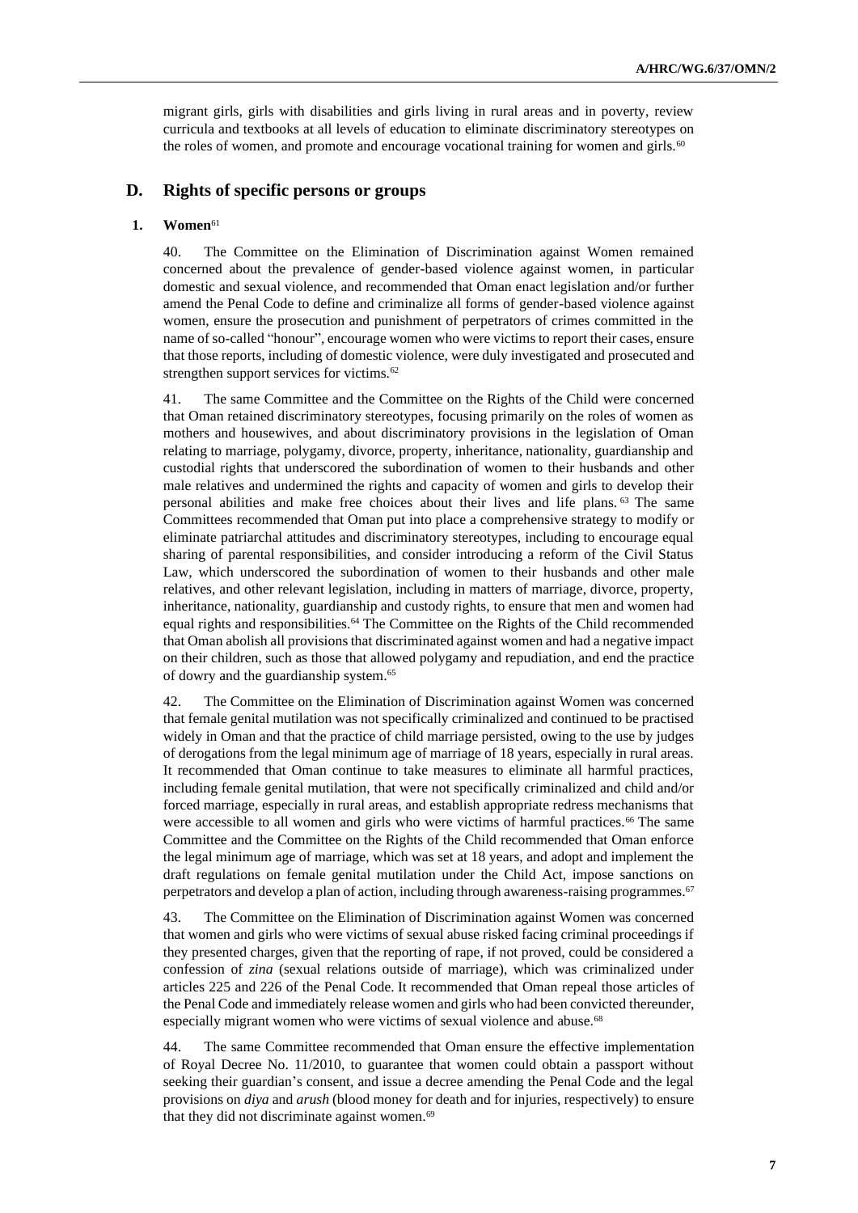migrant girls, girls with disabilities and girls living in rural areas and in poverty, review curricula and textbooks at all levels of education to eliminate discriminatory stereotypes on the roles of women, and promote and encourage vocational training for women and girls.[60]

## D. Rights of specific persons or groups

### 1. Women[61]

40. The Committee on the Elimination of Discrimination against Women remained concerned about the prevalence of gender-based violence against women, in particular domestic and sexual violence, and recommended that Oman enact legislation and/or further amend the Penal Code to define and criminalize all forms of gender-based violence against women, ensure the prosecution and punishment of perpetrators of crimes committed in the name of so-called "honour", encourage women who were victims to report their cases, ensure that those reports, including of domestic violence, were duly investigated and prosecuted and strengthen support services for victims.[62]

41. The same Committee and the Committee on the Rights of the Child were concerned that Oman retained discriminatory stereotypes, focusing primarily on the roles of women as mothers and housewives, and about discriminatory provisions in the legislation of Oman relating to marriage, polygamy, divorce, property, inheritance, nationality, guardianship and custodial rights that underscored the subordination of women to their husbands and other male relatives and undermined the rights and capacity of women and girls to develop their personal abilities and make free choices about their lives and life plans.[63] The same Committees recommended that Oman put into place a comprehensive strategy to modify or eliminate patriarchal attitudes and discriminatory stereotypes, including to encourage equal sharing of parental responsibilities, and consider introducing a reform of the Civil Status Law, which underscored the subordination of women to their husbands and other male relatives, and other relevant legislation, including in matters of marriage, divorce, property, inheritance, nationality, guardianship and custody rights, to ensure that men and women had equal rights and responsibilities.[64] The Committee on the Rights of the Child recommended that Oman abolish all provisions that discriminated against women and had a negative impact on their children, such as those that allowed polygamy and repudiation, and end the practice of dowry and the guardianship system.[65]

42. The Committee on the Elimination of Discrimination against Women was concerned that female genital mutilation was not specifically criminalized and continued to be practised widely in Oman and that the practice of child marriage persisted, owing to the use by judges of derogations from the legal minimum age of marriage of 18 years, especially in rural areas. It recommended that Oman continue to take measures to eliminate all harmful practices, including female genital mutilation, that were not specifically criminalized and child and/or forced marriage, especially in rural areas, and establish appropriate redress mechanisms that were accessible to all women and girls who were victims of harmful practices.[66] The same Committee and the Committee on the Rights of the Child recommended that Oman enforce the legal minimum age of marriage, which was set at 18 years, and adopt and implement the draft regulations on female genital mutilation under the Child Act, impose sanctions on perpetrators and develop a plan of action, including through awareness-raising programmes.[67]

43. The Committee on the Elimination of Discrimination against Women was concerned that women and girls who were victims of sexual abuse risked facing criminal proceedings if they presented charges, given that the reporting of rape, if not proved, could be considered a confession of *zina* (sexual relations outside of marriage), which was criminalized under articles 225 and 226 of the Penal Code. It recommended that Oman repeal those articles of the Penal Code and immediately release women and girls who had been convicted thereunder, especially migrant women who were victims of sexual violence and abuse.[68]

44. The same Committee recommended that Oman ensure the effective implementation of Royal Decree No. 11/2010, to guarantee that women could obtain a passport without seeking their guardian's consent, and issue a decree amending the Penal Code and the legal provisions on *diya* and *arush* (blood money for death and for injuries, respectively) to ensure that they did not discriminate against women.[69]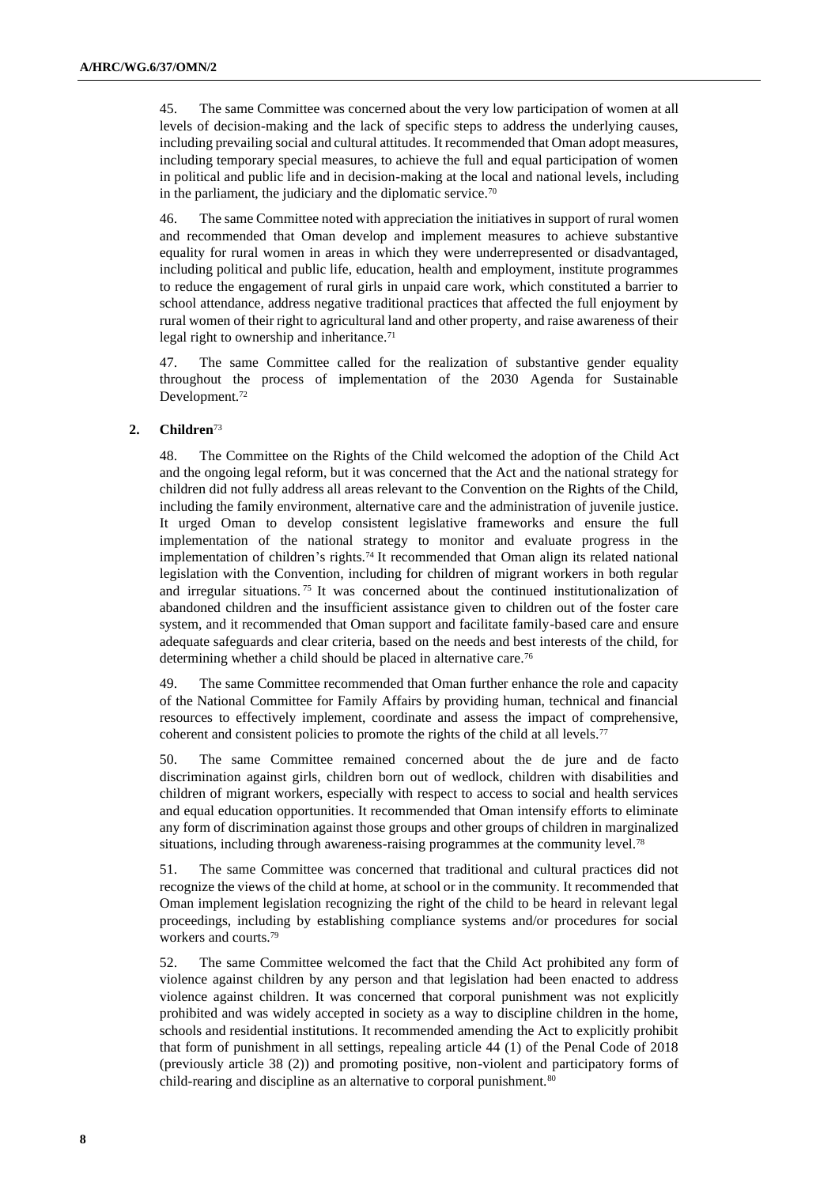45. The same Committee was concerned about the very low participation of women at all levels of decision-making and the lack of specific steps to address the underlying causes, including prevailing social and cultural attitudes. It recommended that Oman adopt measures, including temporary special measures, to achieve the full and equal participation of women in political and public life and in decision-making at the local and national levels, including in the parliament, the judiciary and the diplomatic service.[70]

46. The same Committee noted with appreciation the initiatives in support of rural women and recommended that Oman develop and implement measures to achieve substantive equality for rural women in areas in which they were underrepresented or disadvantaged, including political and public life, education, health and employment, institute programmes to reduce the engagement of rural girls in unpaid care work, which constituted a barrier to school attendance, address negative traditional practices that affected the full enjoyment by rural women of their right to agricultural land and other property, and raise awareness of their legal right to ownership and inheritance.[71]

47. The same Committee called for the realization of substantive gender equality throughout the process of implementation of the 2030 Agenda for Sustainable Development.[72]

### 2. Children[73]

48. The Committee on the Rights of the Child welcomed the adoption of the Child Act and the ongoing legal reform, but it was concerned that the Act and the national strategy for children did not fully address all areas relevant to the Convention on the Rights of the Child, including the family environment, alternative care and the administration of juvenile justice. It urged Oman to develop consistent legislative frameworks and ensure the full implementation of the national strategy to monitor and evaluate progress in the implementation of children's rights.[74] It recommended that Oman align its related national legislation with the Convention, including for children of migrant workers in both regular and irregular situations.[75] It was concerned about the continued institutionalization of abandoned children and the insufficient assistance given to children out of the foster care system, and it recommended that Oman support and facilitate family-based care and ensure adequate safeguards and clear criteria, based on the needs and best interests of the child, for determining whether a child should be placed in alternative care.[76]

49. The same Committee recommended that Oman further enhance the role and capacity of the National Committee for Family Affairs by providing human, technical and financial resources to effectively implement, coordinate and assess the impact of comprehensive, coherent and consistent policies to promote the rights of the child at all levels.[77]

50. The same Committee remained concerned about the de jure and de facto discrimination against girls, children born out of wedlock, children with disabilities and children of migrant workers, especially with respect to access to social and health services and equal education opportunities. It recommended that Oman intensify efforts to eliminate any form of discrimination against those groups and other groups of children in marginalized situations, including through awareness-raising programmes at the community level.[78]

51. The same Committee was concerned that traditional and cultural practices did not recognize the views of the child at home, at school or in the community. It recommended that Oman implement legislation recognizing the right of the child to be heard in relevant legal proceedings, including by establishing compliance systems and/or procedures for social workers and courts.[79]

52. The same Committee welcomed the fact that the Child Act prohibited any form of violence against children by any person and that legislation had been enacted to address violence against children. It was concerned that corporal punishment was not explicitly prohibited and was widely accepted in society as a way to discipline children in the home, schools and residential institutions. It recommended amending the Act to explicitly prohibit that form of punishment in all settings, repealing article 44 (1) of the Penal Code of 2018 (previously article 38 (2)) and promoting positive, non-violent and participatory forms of child-rearing and discipline as an alternative to corporal punishment.[80]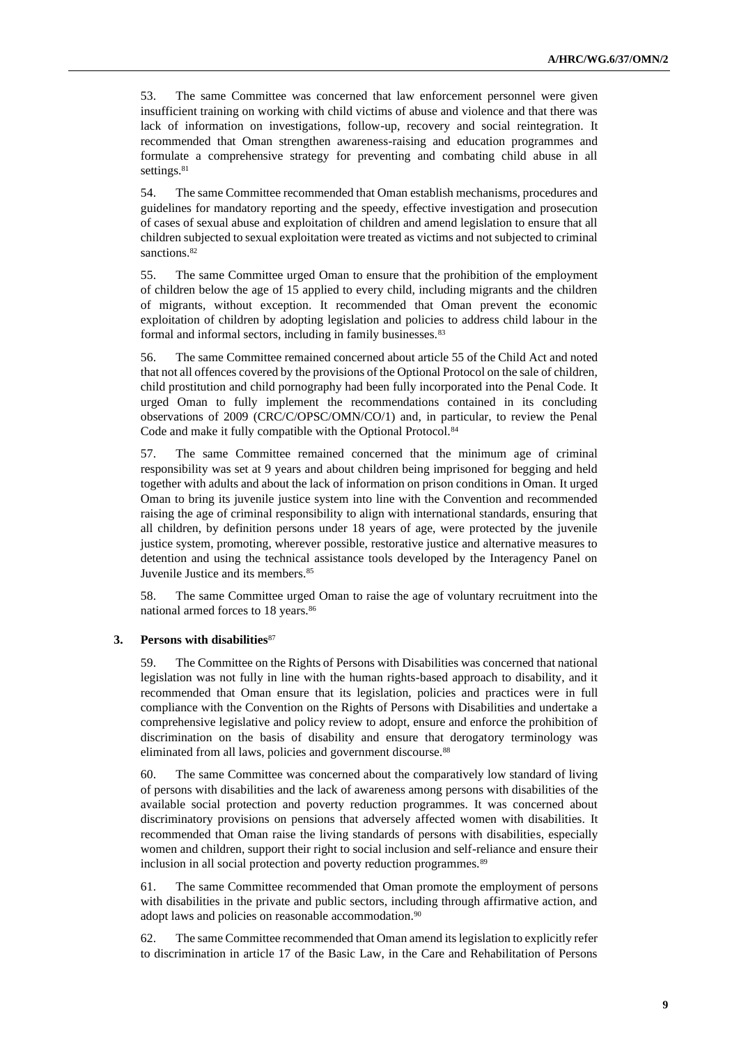53. The same Committee was concerned that law enforcement personnel were given insufficient training on working with child victims of abuse and violence and that there was lack of information on investigations, follow-up, recovery and social reintegration. It recommended that Oman strengthen awareness-raising and education programmes and formulate a comprehensive strategy for preventing and combating child abuse in all settings.[81]

54. The same Committee recommended that Oman establish mechanisms, procedures and guidelines for mandatory reporting and the speedy, effective investigation and prosecution of cases of sexual abuse and exploitation of children and amend legislation to ensure that all children subjected to sexual exploitation were treated as victims and not subjected to criminal sanctions.[82]

55. The same Committee urged Oman to ensure that the prohibition of the employment of children below the age of 15 applied to every child, including migrants and the children of migrants, without exception. It recommended that Oman prevent the economic exploitation of children by adopting legislation and policies to address child labour in the formal and informal sectors, including in family businesses.[83]

56. The same Committee remained concerned about article 55 of the Child Act and noted that not all offences covered by the provisions of the Optional Protocol on the sale of children, child prostitution and child pornography had been fully incorporated into the Penal Code. It urged Oman to fully implement the recommendations contained in its concluding observations of 2009 (CRC/C/OPSC/OMN/CO/1) and, in particular, to review the Penal Code and make it fully compatible with the Optional Protocol.[84]

57. The same Committee remained concerned that the minimum age of criminal responsibility was set at 9 years and about children being imprisoned for begging and held together with adults and about the lack of information on prison conditions in Oman. It urged Oman to bring its juvenile justice system into line with the Convention and recommended raising the age of criminal responsibility to align with international standards, ensuring that all children, by definition persons under 18 years of age, were protected by the juvenile justice system, promoting, wherever possible, restorative justice and alternative measures to detention and using the technical assistance tools developed by the Interagency Panel on Juvenile Justice and its members.[85]

58. The same Committee urged Oman to raise the age of voluntary recruitment into the national armed forces to 18 years.[86]

### 3. Persons with disabilities[87]

59. The Committee on the Rights of Persons with Disabilities was concerned that national legislation was not fully in line with the human rights-based approach to disability, and it recommended that Oman ensure that its legislation, policies and practices were in full compliance with the Convention on the Rights of Persons with Disabilities and undertake a comprehensive legislative and policy review to adopt, ensure and enforce the prohibition of discrimination on the basis of disability and ensure that derogatory terminology was eliminated from all laws, policies and government discourse.[88]

60. The same Committee was concerned about the comparatively low standard of living of persons with disabilities and the lack of awareness among persons with disabilities of the available social protection and poverty reduction programmes. It was concerned about discriminatory provisions on pensions that adversely affected women with disabilities. It recommended that Oman raise the living standards of persons with disabilities, especially women and children, support their right to social inclusion and self-reliance and ensure their inclusion in all social protection and poverty reduction programmes.[89]

61. The same Committee recommended that Oman promote the employment of persons with disabilities in the private and public sectors, including through affirmative action, and adopt laws and policies on reasonable accommodation.[90]

62. The same Committee recommended that Oman amend its legislation to explicitly refer to discrimination in article 17 of the Basic Law, in the Care and Rehabilitation of Persons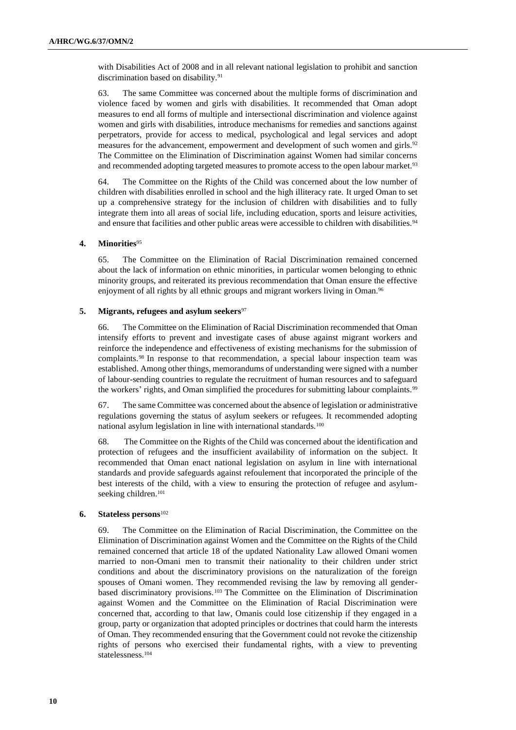with Disabilities Act of 2008 and in all relevant national legislation to prohibit and sanction discrimination based on disability.[91]

63. The same Committee was concerned about the multiple forms of discrimination and violence faced by women and girls with disabilities. It recommended that Oman adopt measures to end all forms of multiple and intersectional discrimination and violence against women and girls with disabilities, introduce mechanisms for remedies and sanctions against perpetrators, provide for access to medical, psychological and legal services and adopt measures for the advancement, empowerment and development of such women and girls.[92] The Committee on the Elimination of Discrimination against Women had similar concerns and recommended adopting targeted measures to promote access to the open labour market.[93]

64. The Committee on the Rights of the Child was concerned about the low number of children with disabilities enrolled in school and the high illiteracy rate. It urged Oman to set up a comprehensive strategy for the inclusion of children with disabilities and to fully integrate them into all areas of social life, including education, sports and leisure activities, and ensure that facilities and other public areas were accessible to children with disabilities.[94]

#### 4. Minorities[95]

65. The Committee on the Elimination of Racial Discrimination remained concerned about the lack of information on ethnic minorities, in particular women belonging to ethnic minority groups, and reiterated its previous recommendation that Oman ensure the effective enjoyment of all rights by all ethnic groups and migrant workers living in Oman.[96]

#### 5. Migrants, refugees and asylum seekers[97]

66. The Committee on the Elimination of Racial Discrimination recommended that Oman intensify efforts to prevent and investigate cases of abuse against migrant workers and reinforce the independence and effectiveness of existing mechanisms for the submission of complaints.[98] In response to that recommendation, a special labour inspection team was established. Among other things, memorandums of understanding were signed with a number of labour-sending countries to regulate the recruitment of human resources and to safeguard the workers' rights, and Oman simplified the procedures for submitting labour complaints.[99]

67. The same Committee was concerned about the absence of legislation or administrative regulations governing the status of asylum seekers or refugees. It recommended adopting national asylum legislation in line with international standards.[100]

68. The Committee on the Rights of the Child was concerned about the identification and protection of refugees and the insufficient availability of information on the subject. It recommended that Oman enact national legislation on asylum in line with international standards and provide safeguards against refoulement that incorporated the principle of the best interests of the child, with a view to ensuring the protection of refugee and asylum-seeking children.[101]

#### 6. Stateless persons[102]

69. The Committee on the Elimination of Racial Discrimination, the Committee on the Elimination of Discrimination against Women and the Committee on the Rights of the Child remained concerned that article 18 of the updated Nationality Law allowed Omani women married to non-Omani men to transmit their nationality to their children under strict conditions and about the discriminatory provisions on the naturalization of the foreign spouses of Omani women. They recommended revising the law by removing all gender-based discriminatory provisions.[103] The Committee on the Elimination of Discrimination against Women and the Committee on the Elimination of Racial Discrimination were concerned that, according to that law, Omanis could lose citizenship if they engaged in a group, party or organization that adopted principles or doctrines that could harm the interests of Oman. They recommended ensuring that the Government could not revoke the citizenship rights of persons who exercised their fundamental rights, with a view to preventing statelessness.[104]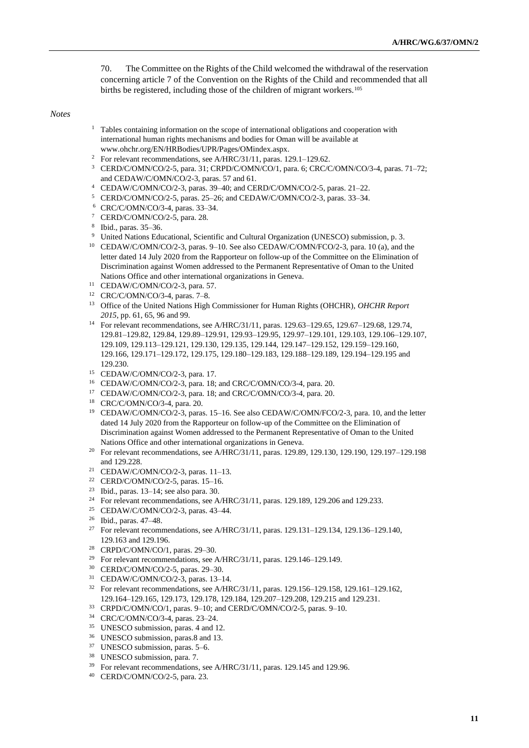70. The Committee on the Rights of the Child welcomed the withdrawal of the reservation concerning article 7 of the Convention on the Rights of the Child and recommended that all births be registered, including those of the children of migrant workers.[105]

*Notes*

[1] Tables containing information on the scope of international obligations and cooperation with international human rights mechanisms and bodies for Oman will be available at www.ohchr.org/EN/HRBodies/UPR/Pages/OMindex.aspx.

[2] For relevant recommendations, see A/HRC/31/11, paras. 129.1–129.62.

[3] CERD/C/OMN/CO/2-5, para. 31; CRPD/C/OMN/CO/1, para. 6; CRC/C/OMN/CO/3-4, paras. 71–72; and CEDAW/C/OMN/CO/2-3, paras. 57 and 61.

[4] CEDAW/C/OMN/CO/2-3, paras. 39–40; and CERD/C/OMN/CO/2-5, paras. 21–22.

[5] CERD/C/OMN/CO/2-5, paras. 25–26; and CEDAW/C/OMN/CO/2-3, paras. 33–34.

[6] CRC/C/OMN/CO/3-4, paras. 33–34.

[7] CERD/C/OMN/CO/2-5, para. 28.

[8] Ibid., paras. 35–36.

[9] United Nations Educational, Scientific and Cultural Organization (UNESCO) submission, p. 3.

[10] CEDAW/C/OMN/CO/2-3, paras. 9–10. See also CEDAW/C/OMN/FCO/2-3, para. 10 (a), and the letter dated 14 July 2020 from the Rapporteur on follow-up of the Committee on the Elimination of Discrimination against Women addressed to the Permanent Representative of Oman to the United Nations Office and other international organizations in Geneva.

[11] CEDAW/C/OMN/CO/2-3, para. 57.

[12] CRC/C/OMN/CO/3-4, paras. 7–8.

[13] Office of the United Nations High Commissioner for Human Rights (OHCHR), *OHCHR Report 2015*, pp. 61, 65, 96 and 99.

[14] For relevant recommendations, see A/HRC/31/11, paras. 129.63–129.65, 129.67–129.68, 129.74, 129.81–129.82, 129.84, 129.89–129.91, 129.93–129.95, 129.97–129.101, 129.103, 129.106–129.107, 129.109, 129.113–129.121, 129.130, 129.135, 129.144, 129.147–129.152, 129.159–129.160, 129.166, 129.171–129.172, 129.175, 129.180–129.183, 129.188–129.189, 129.194–129.195 and 129.230.

[15] CEDAW/C/OMN/CO/2-3, para. 17.

[16] CEDAW/C/OMN/CO/2-3, para. 18; and CRC/C/OMN/CO/3-4, para. 20.

[17] CEDAW/C/OMN/CO/2-3, para. 18; and CRC/C/OMN/CO/3-4, para. 20.

[18] CRC/C/OMN/CO/3-4, para. 20.

[19] CEDAW/C/OMN/CO/2-3, paras. 15–16. See also CEDAW/C/OMN/FCO/2-3, para. 10, and the letter dated 14 July 2020 from the Rapporteur on follow-up of the Committee on the Elimination of Discrimination against Women addressed to the Permanent Representative of Oman to the United Nations Office and other international organizations in Geneva.

[20] For relevant recommendations, see A/HRC/31/11, paras. 129.89, 129.130, 129.190, 129.197–129.198 and 129.228.

[21] CEDAW/C/OMN/CO/2-3, paras. 11–13.

[22] CERD/C/OMN/CO/2-5, paras. 15–16.

[23] Ibid., paras. 13–14; see also para. 30.

[24] For relevant recommendations, see A/HRC/31/11, paras. 129.189, 129.206 and 129.233.

[25] CEDAW/C/OMN/CO/2-3, paras. 43–44.

[26] Ibid., paras. 47–48.

[27] For relevant recommendations, see A/HRC/31/11, paras. 129.131–129.134, 129.136–129.140, 129.163 and 129.196.

[28] CRPD/C/OMN/CO/1, paras. 29–30.

[29] For relevant recommendations, see A/HRC/31/11, paras. 129.146–129.149.

[30] CERD/C/OMN/CO/2-5, paras. 29–30.

[31] CEDAW/C/OMN/CO/2-3, paras. 13–14.

[32] For relevant recommendations, see A/HRC/31/11, paras. 129.156–129.158, 129.161–129.162, 129.164–129.165, 129.173, 129.178, 129.184, 129.207–129.208, 129.215 and 129.231.

[33] CRPD/C/OMN/CO/1, paras. 9–10; and CERD/C/OMN/CO/2-5, paras. 9–10.

[34] CRC/C/OMN/CO/3-4, paras. 23–24.

[35] UNESCO submission, paras. 4 and 12.

[36] UNESCO submission, paras.8 and 13.

[37] UNESCO submission, paras. 5–6.

[38] UNESCO submission, para. 7.

[39] For relevant recommendations, see A/HRC/31/11, paras. 129.145 and 129.96.

[40] CERD/C/OMN/CO/2-5, para. 23.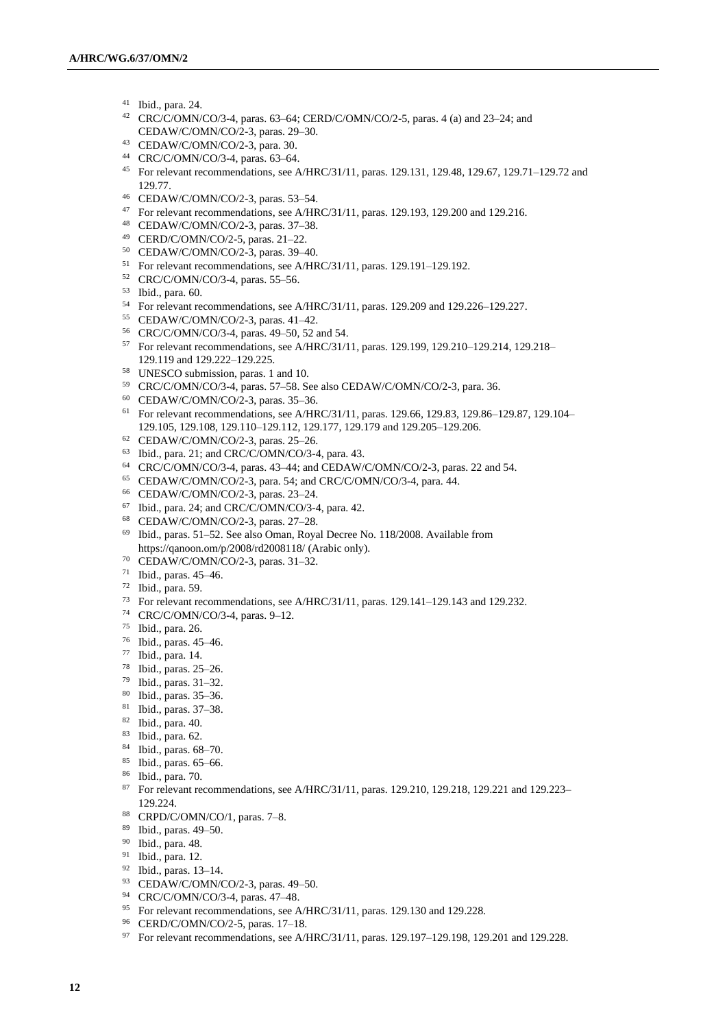[41] Ibid., para. 24.

[42] CRC/C/OMN/CO/3-4, paras. 63–64; CERD/C/OMN/CO/2-5, paras. 4 (a) and 23–24; and CEDAW/C/OMN/CO/2-3, paras. 29–30.

[43] CEDAW/C/OMN/CO/2-3, para. 30.

[44] CRC/C/OMN/CO/3-4, paras. 63–64.

[45] For relevant recommendations, see A/HRC/31/11, paras. 129.131, 129.48, 129.67, 129.71–129.72 and 129.77.

[46] CEDAW/C/OMN/CO/2-3, paras. 53–54.

[47] For relevant recommendations, see A/HRC/31/11, paras. 129.193, 129.200 and 129.216.

[48] CEDAW/C/OMN/CO/2-3, paras. 37–38.

[49] CERD/C/OMN/CO/2-5, paras. 21–22.

[50] CEDAW/C/OMN/CO/2-3, paras. 39–40.

[51] For relevant recommendations, see A/HRC/31/11, paras. 129.191–129.192.

[52] CRC/C/OMN/CO/3-4, paras. 55–56.

[53] Ibid., para. 60.

[54] For relevant recommendations, see A/HRC/31/11, paras. 129.209 and 129.226–129.227.

[55] CEDAW/C/OMN/CO/2-3, paras. 41–42.

[56] CRC/C/OMN/CO/3-4, paras. 49–50, 52 and 54.

[57] For relevant recommendations, see A/HRC/31/11, paras. 129.199, 129.210–129.214, 129.218–129.119 and 129.222–129.225.

[58] UNESCO submission, paras. 1 and 10.

[59] CRC/C/OMN/CO/3-4, paras. 57–58. See also CEDAW/C/OMN/CO/2-3, para. 36.

[60] CEDAW/C/OMN/CO/2-3, paras. 35–36.

[61] For relevant recommendations, see A/HRC/31/11, paras. 129.66, 129.83, 129.86–129.87, 129.104–129.105, 129.108, 129.110–129.112, 129.177, 129.179 and 129.205–129.206.

[62] CEDAW/C/OMN/CO/2-3, paras. 25–26.

[63] Ibid., para. 21; and CRC/C/OMN/CO/3-4, para. 43.

[64] CRC/C/OMN/CO/3-4, paras. 43–44; and CEDAW/C/OMN/CO/2-3, paras. 22 and 54.

[65] CEDAW/C/OMN/CO/2-3, para. 54; and CRC/C/OMN/CO/3-4, para. 44.

[66] CEDAW/C/OMN/CO/2-3, paras. 23–24.

[67] Ibid., para. 24; and CRC/C/OMN/CO/3-4, para. 42.

[68] CEDAW/C/OMN/CO/2-3, paras. 27–28.

[69] Ibid., paras. 51–52. See also Oman, Royal Decree No. 118/2008. Available from https://qanoon.om/p/2008/rd2008118/ (Arabic only).

[70] CEDAW/C/OMN/CO/2-3, paras. 31–32.

[71] Ibid., paras. 45–46.

[72] Ibid., para. 59.

[73] For relevant recommendations, see A/HRC/31/11, paras. 129.141–129.143 and 129.232.

[74] CRC/C/OMN/CO/3-4, paras. 9–12.

[75] Ibid., para. 26.

[76] Ibid., paras. 45–46.

[77] Ibid., para. 14.

[78] Ibid., paras. 25–26.

[79] Ibid., paras. 31–32.

[80] Ibid., paras. 35–36.

[81] Ibid., paras. 37–38.

[82] Ibid., para. 40.

[83] Ibid., para. 62.

[84] Ibid., paras. 68–70.

[85] Ibid., paras. 65–66.

[86] Ibid., para. 70.

[87] For relevant recommendations, see A/HRC/31/11, paras. 129.210, 129.218, 129.221 and 129.223–129.224.

[88] CRPD/C/OMN/CO/1, paras. 7–8.

[89] Ibid., paras. 49–50.

[90] Ibid., para. 48.

[91] Ibid., para. 12.

[92] Ibid., paras. 13–14.

[93] CEDAW/C/OMN/CO/2-3, paras. 49–50.

[94] CRC/C/OMN/CO/3-4, paras. 47–48.

[95] For relevant recommendations, see A/HRC/31/11, paras. 129.130 and 129.228.

[96] CERD/C/OMN/CO/2-5, paras. 17–18.

[97] For relevant recommendations, see A/HRC/31/11, paras. 129.197–129.198, 129.201 and 129.228.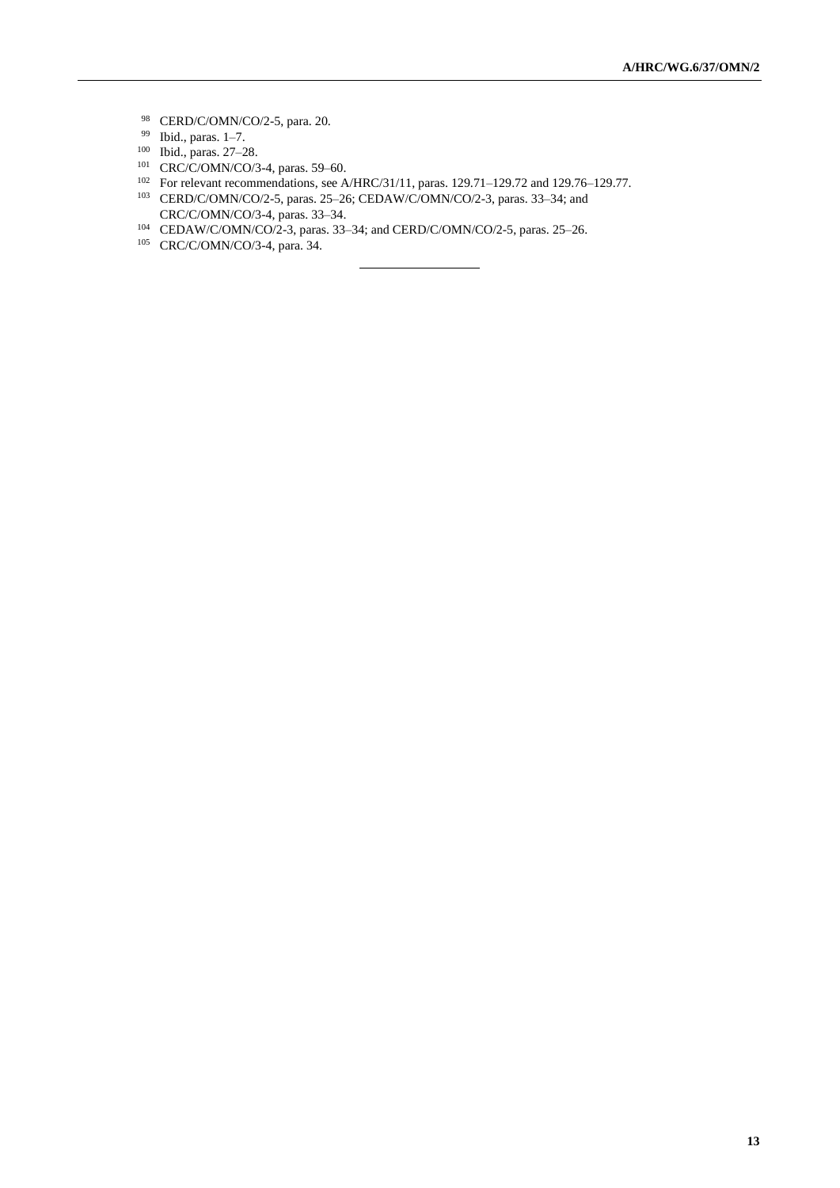[98] CERD/C/OMN/CO/2-5, para. 20.

[99] Ibid., paras. 1–7.

[100] Ibid., paras. 27–28.

[101] CRC/C/OMN/CO/3-4, paras. 59–60.

[102] For relevant recommendations, see A/HRC/31/11, paras. 129.71–129.72 and 129.76–129.77.

[103] CERD/C/OMN/CO/2-5, paras. 25–26; CEDAW/C/OMN/CO/2-3, paras. 33–34; and CRC/C/OMN/CO/3-4, paras. 33–34.

[104] CEDAW/C/OMN/CO/2-3, paras. 33–34; and CERD/C/OMN/CO/2-5, paras. 25–26.

[105] CRC/C/OMN/CO/3-4, para. 34.